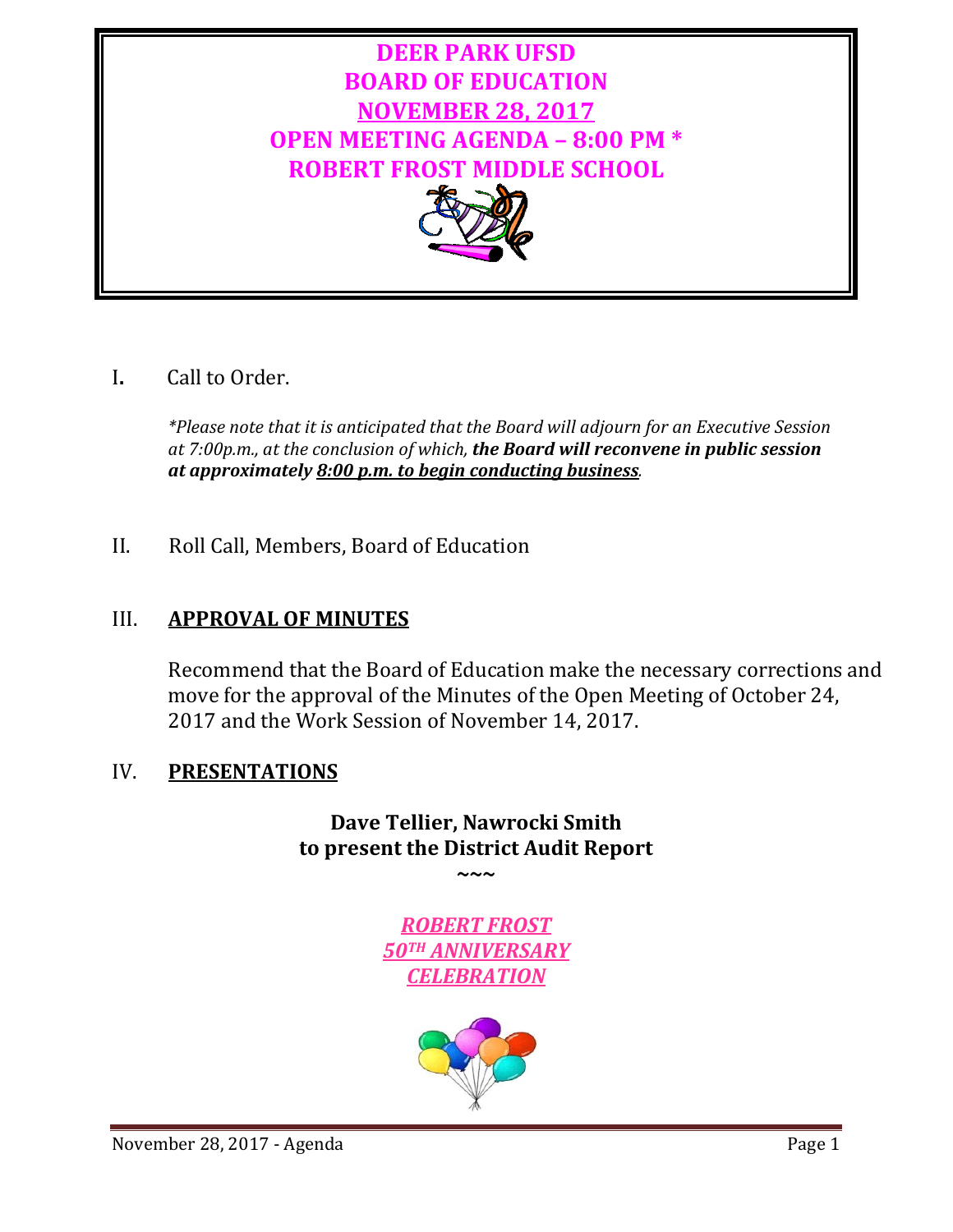# DEER PARK UFSD
# BOARD OF EDUCATION
# NOVEMBER 28, 2017
# OPEN MEETING AGENDA – 8:00 PM *
# ROBERT FROST MIDDLE SCHOOL

I. Call to Order.

*\*Please note that it is anticipated that the Board will adjourn for an Executive Session at 7:00p.m., at the conclusion of which,* ***the Board will reconvene in public session at approximately 8:00 p.m. to begin conducting business****.*

II. Roll Call, Members, Board of Education

## III. APPROVAL OF MINUTES

Recommend that the Board of Education make the necessary corrections and move for the approval of the Minutes of the Open Meeting of October 24, 2017 and the Work Session of November 14, 2017.

## IV. PRESENTATIONS

**Dave Tellier, Nawrocki Smith**
**to present the District Audit Report**

**~~~**

***ROBERT FROST***
***50TH ANNIVERSARY***
***CELEBRATION***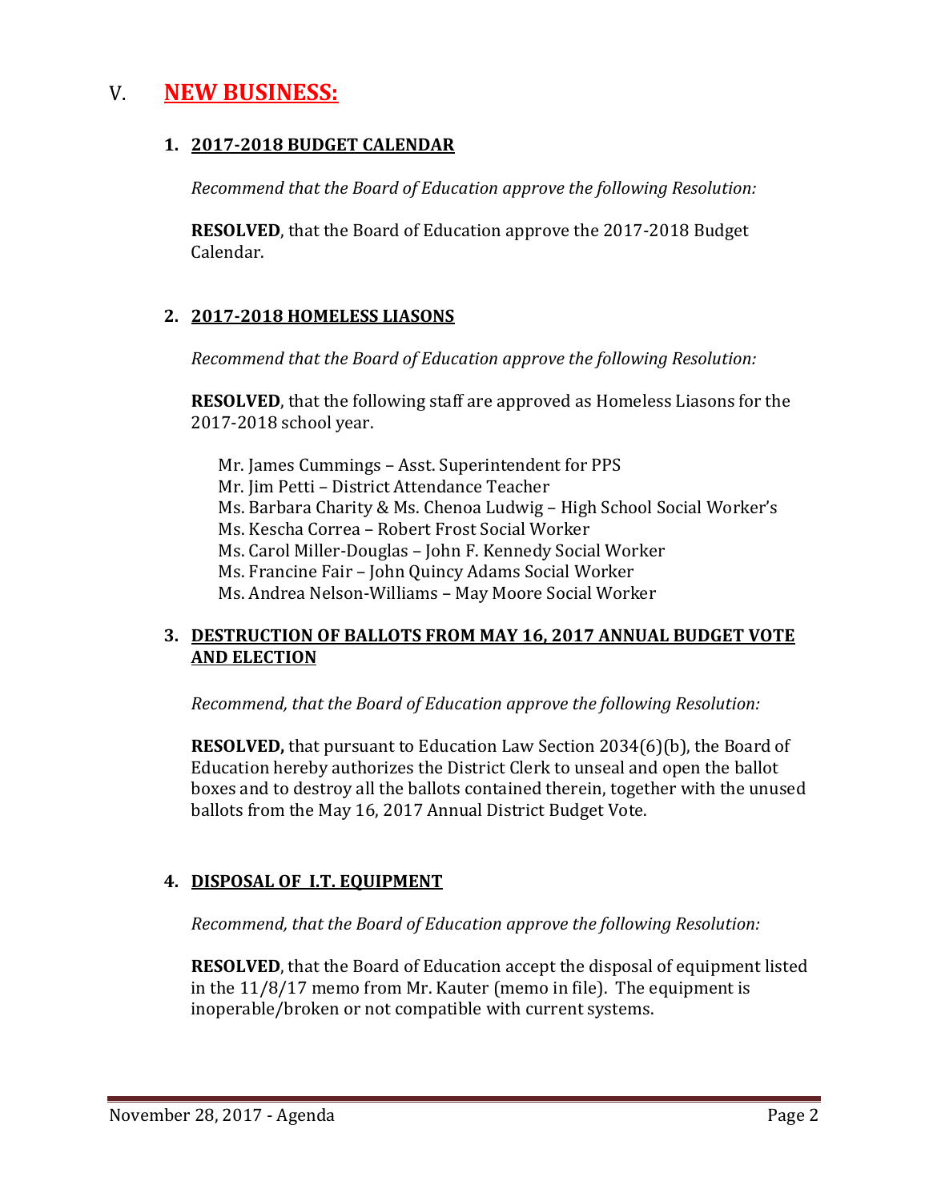# V. NEW BUSINESS:

## 1. 2017-2018 BUDGET CALENDAR

*Recommend that the Board of Education approve the following Resolution:*

**RESOLVED**, that the Board of Education approve the 2017-2018 Budget Calendar.

## 2. 2017-2018 HOMELESS LIASONS

*Recommend that the Board of Education approve the following Resolution:*

**RESOLVED**, that the following staff are approved as Homeless Liasons for the 2017-2018 school year.

Mr. James Cummings – Asst. Superintendent for PPS
Mr. Jim Petti – District Attendance Teacher
Ms. Barbara Charity & Ms. Chenoa Ludwig – High School Social Worker's
Ms. Kescha Correa – Robert Frost Social Worker
Ms. Carol Miller-Douglas – John F. Kennedy Social Worker
Ms. Francine Fair – John Quincy Adams Social Worker
Ms. Andrea Nelson-Williams – May Moore Social Worker

## 3. DESTRUCTION OF BALLOTS FROM MAY 16, 2017 ANNUAL BUDGET VOTE AND ELECTION

*Recommend, that the Board of Education approve the following Resolution:*

**RESOLVED,** that pursuant to Education Law Section 2034(6)(b), the Board of Education hereby authorizes the District Clerk to unseal and open the ballot boxes and to destroy all the ballots contained therein, together with the unused ballots from the May 16, 2017 Annual District Budget Vote.

## 4. DISPOSAL OF I.T. EQUIPMENT

*Recommend, that the Board of Education approve the following Resolution:*

**RESOLVED**, that the Board of Education accept the disposal of equipment listed in the 11/8/17 memo from Mr. Kauter (memo in file). The equipment is inoperable/broken or not compatible with current systems.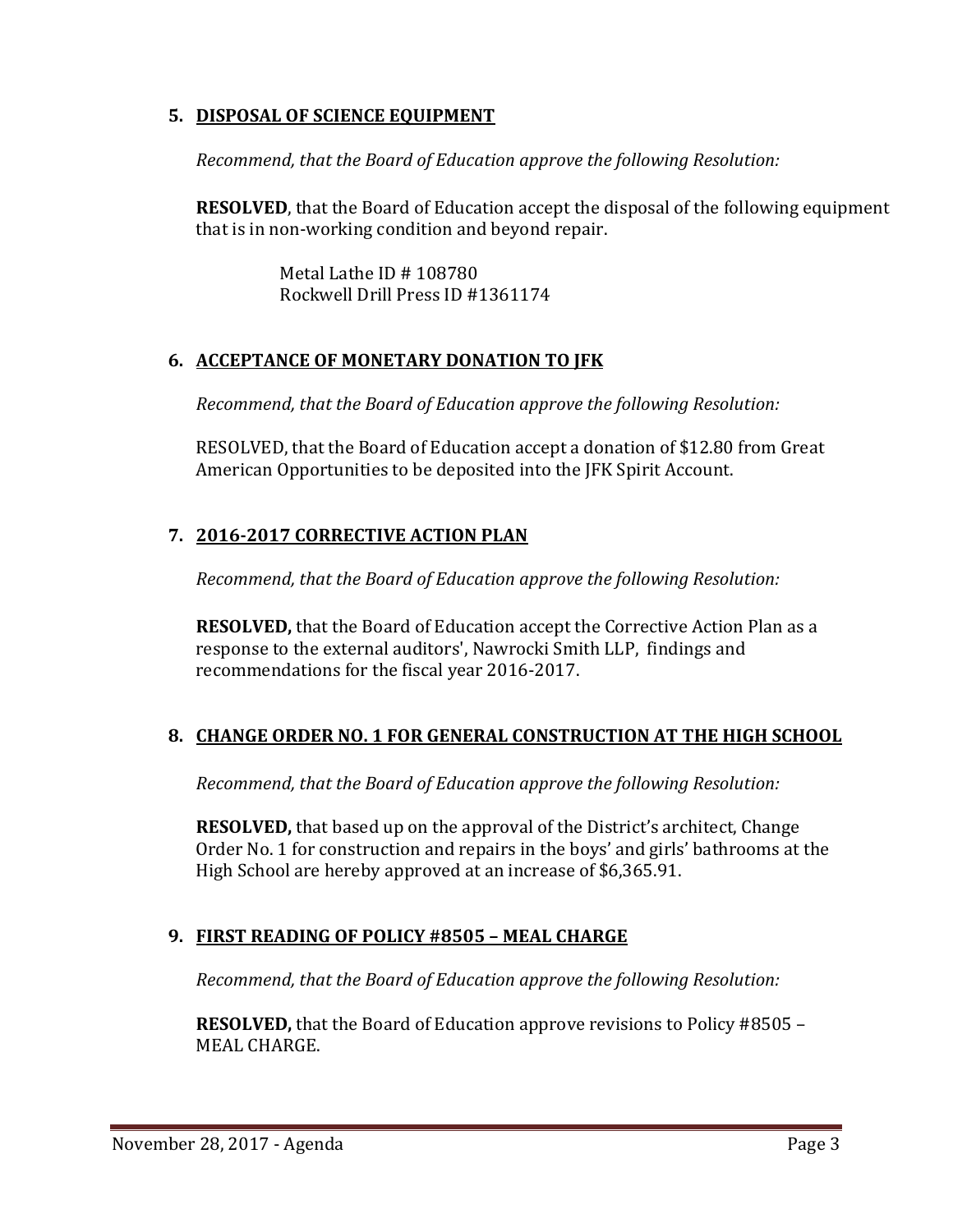5. **DISPOSAL OF SCIENCE EQUIPMENT**

*Recommend, that the Board of Education approve the following Resolution:*

**RESOLVED**, that the Board of Education accept the disposal of the following equipment that is in non-working condition and beyond repair.

Metal Lathe ID # 108780
Rockwell Drill Press ID #1361174

6. **ACCEPTANCE OF MONETARY DONATION TO JFK**

*Recommend, that the Board of Education approve the following Resolution:*

RESOLVED, that the Board of Education accept a donation of $12.80 from Great American Opportunities to be deposited into the JFK Spirit Account.

7. **2016-2017 CORRECTIVE ACTION PLAN**

*Recommend, that the Board of Education approve the following Resolution:*

**RESOLVED,** that the Board of Education accept the Corrective Action Plan as a response to the external auditors', Nawrocki Smith LLP, findings and recommendations for the fiscal year 2016-2017.

8. **CHANGE ORDER NO. 1 FOR GENERAL CONSTRUCTION AT THE HIGH SCHOOL**

*Recommend, that the Board of Education approve the following Resolution:*

**RESOLVED,** that based up on the approval of the District's architect, Change Order No. 1 for construction and repairs in the boys' and girls' bathrooms at the High School are hereby approved at an increase of $6,365.91.

9. **FIRST READING OF POLICY #8505 – MEAL CHARGE**

*Recommend, that the Board of Education approve the following Resolution:*

**RESOLVED,** that the Board of Education approve revisions to Policy #8505 – MEAL CHARGE.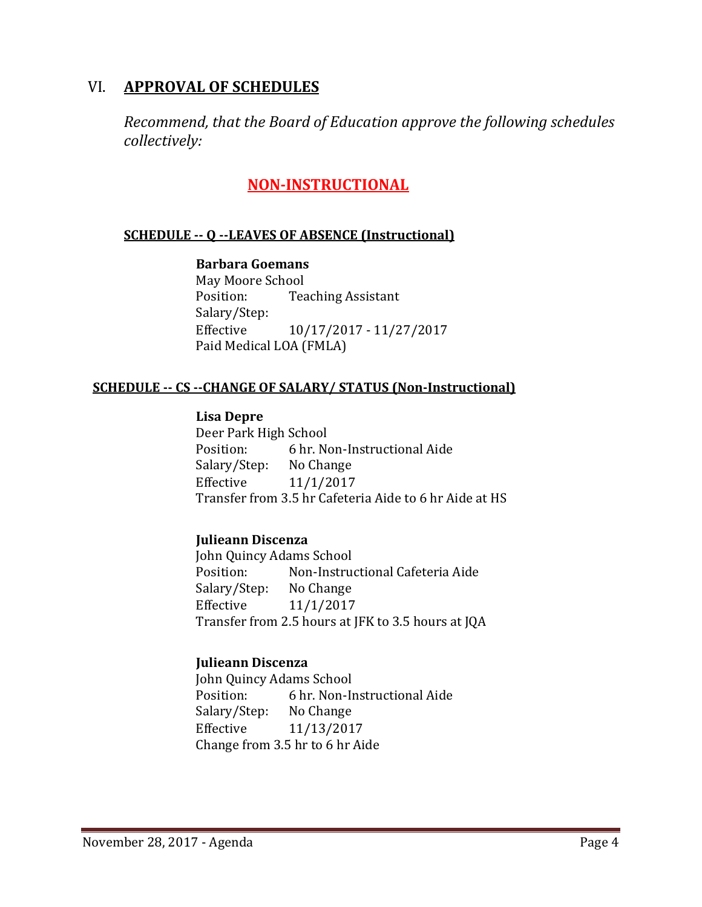## VI. APPROVAL OF SCHEDULES

*Recommend, that the Board of Education approve the following schedules collectively:*

### NON-INSTRUCTIONAL

**SCHEDULE -- Q --LEAVES OF ABSENCE (Instructional)**

**Barbara Goemans**
May Moore School
Position: Teaching Assistant
Salary/Step:
Effective 10/17/2017 - 11/27/2017
Paid Medical LOA (FMLA)

**SCHEDULE -- CS --CHANGE OF SALARY/ STATUS (Non-Instructional)**

**Lisa Depre**
Deer Park High School
Position: 6 hr. Non-Instructional Aide
Salary/Step: No Change
Effective 11/1/2017
Transfer from 3.5 hr Cafeteria Aide to 6 hr Aide at HS

**Julieann Discenza**
John Quincy Adams School
Position: Non-Instructional Cafeteria Aide
Salary/Step: No Change
Effective 11/1/2017
Transfer from 2.5 hours at JFK to 3.5 hours at JQA

**Julieann Discenza**
John Quincy Adams School
Position: 6 hr. Non-Instructional Aide
Salary/Step: No Change
Effective 11/13/2017
Change from 3.5 hr to 6 hr Aide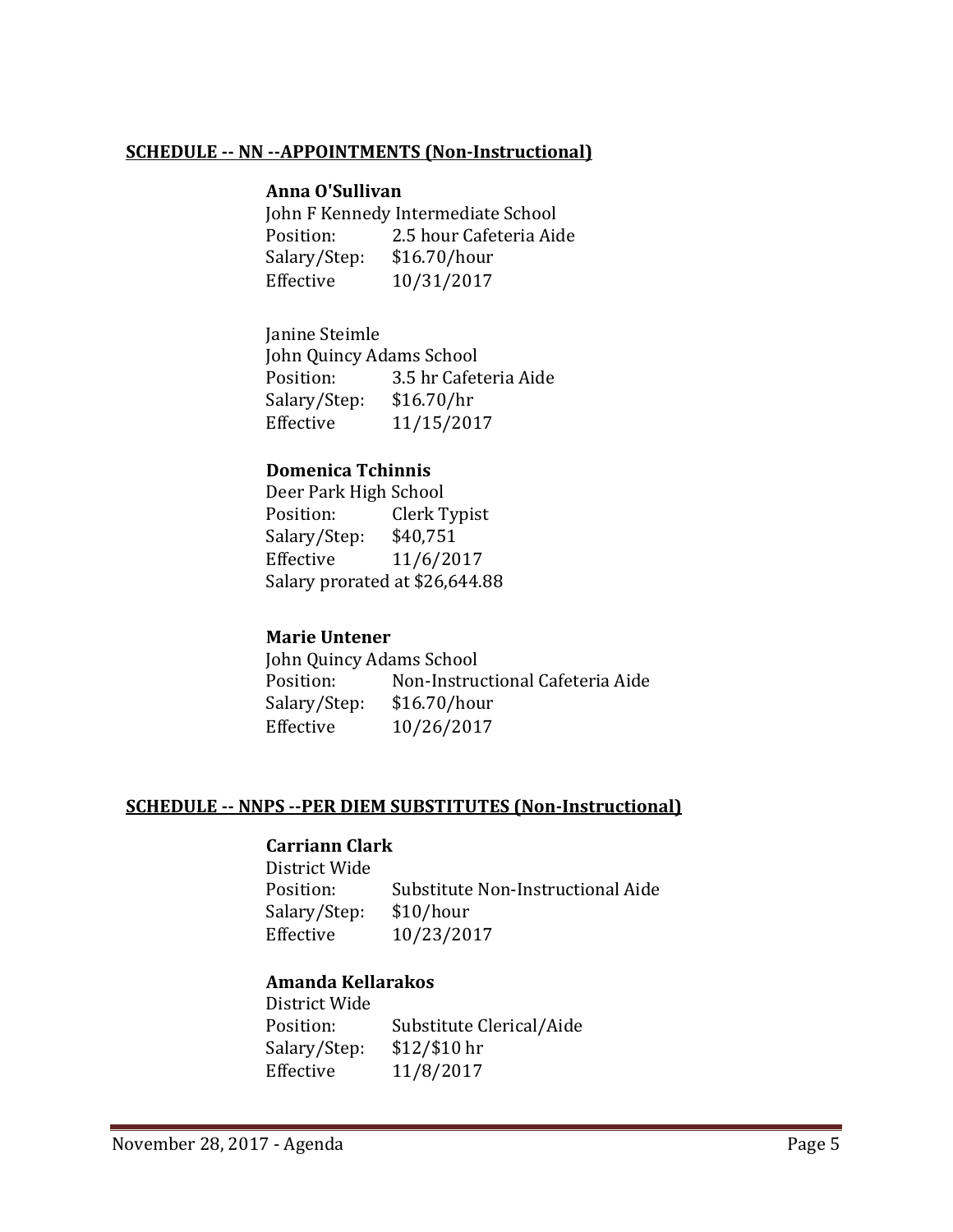**SCHEDULE -- NN --APPOINTMENTS (Non-Instructional)**

**Anna O'Sullivan**
John F Kennedy Intermediate School
Position: 2.5 hour Cafeteria Aide
Salary/Step: $16.70/hour
Effective 10/31/2017

Janine Steimle
John Quincy Adams School
Position: 3.5 hr Cafeteria Aide
Salary/Step: $16.70/hr
Effective 11/15/2017

**Domenica Tchinnis**
Deer Park High School
Position: Clerk Typist
Salary/Step: $40,751
Effective 11/6/2017
Salary prorated at $26,644.88

**Marie Untener**
John Quincy Adams School
Position: Non-Instructional Cafeteria Aide
Salary/Step: $16.70/hour
Effective 10/26/2017

**SCHEDULE -- NNPS --PER DIEM SUBSTITUTES (Non-Instructional)**

**Carriann Clark**
District Wide
Position: Substitute Non-Instructional Aide
Salary/Step: $10/hour
Effective 10/23/2017

**Amanda Kellarakos**
District Wide
Position: Substitute Clerical/Aide
Salary/Step: $12/$10 hr
Effective 11/8/2017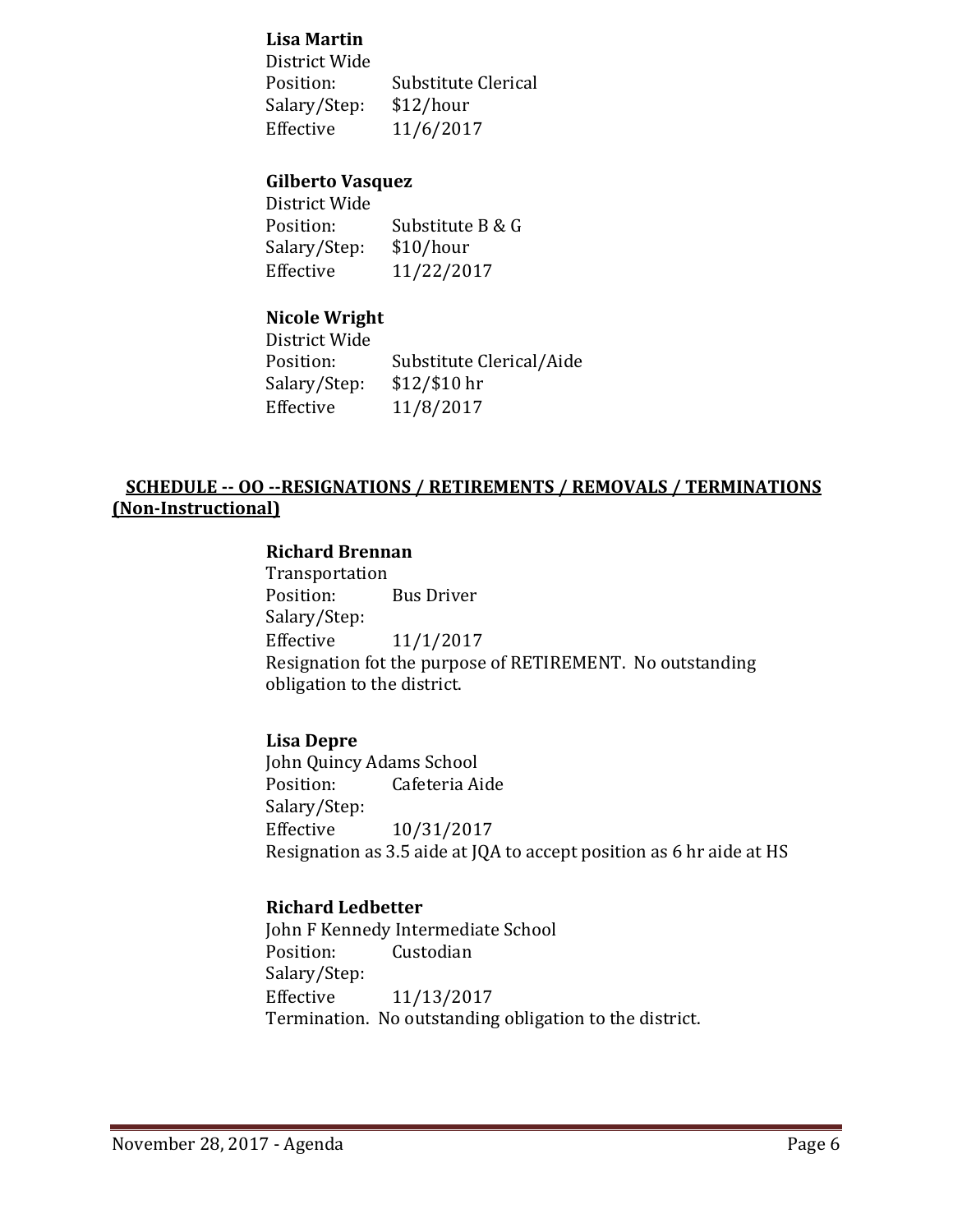**Lisa Martin**
District Wide
Position: Substitute Clerical
Salary/Step: $12/hour
Effective 11/6/2017

**Gilberto Vasquez**
District Wide
Position: Substitute B & G
Salary/Step: $10/hour
Effective 11/22/2017

**Nicole Wright**
District Wide
Position: Substitute Clerical/Aide
Salary/Step: $12/$10 hr
Effective 11/8/2017

## SCHEDULE -- OO --RESIGNATIONS / RETIREMENTS / REMOVALS / TERMINATIONS (Non-Instructional)

**Richard Brennan**
Transportation
Position: Bus Driver
Salary/Step:
Effective 11/1/2017
Resignation fot the purpose of RETIREMENT. No outstanding obligation to the district.

**Lisa Depre**
John Quincy Adams School
Position: Cafeteria Aide
Salary/Step:
Effective 10/31/2017
Resignation as 3.5 aide at JQA to accept position as 6 hr aide at HS

**Richard Ledbetter**
John F Kennedy Intermediate School
Position: Custodian
Salary/Step:
Effective 11/13/2017
Termination. No outstanding obligation to the district.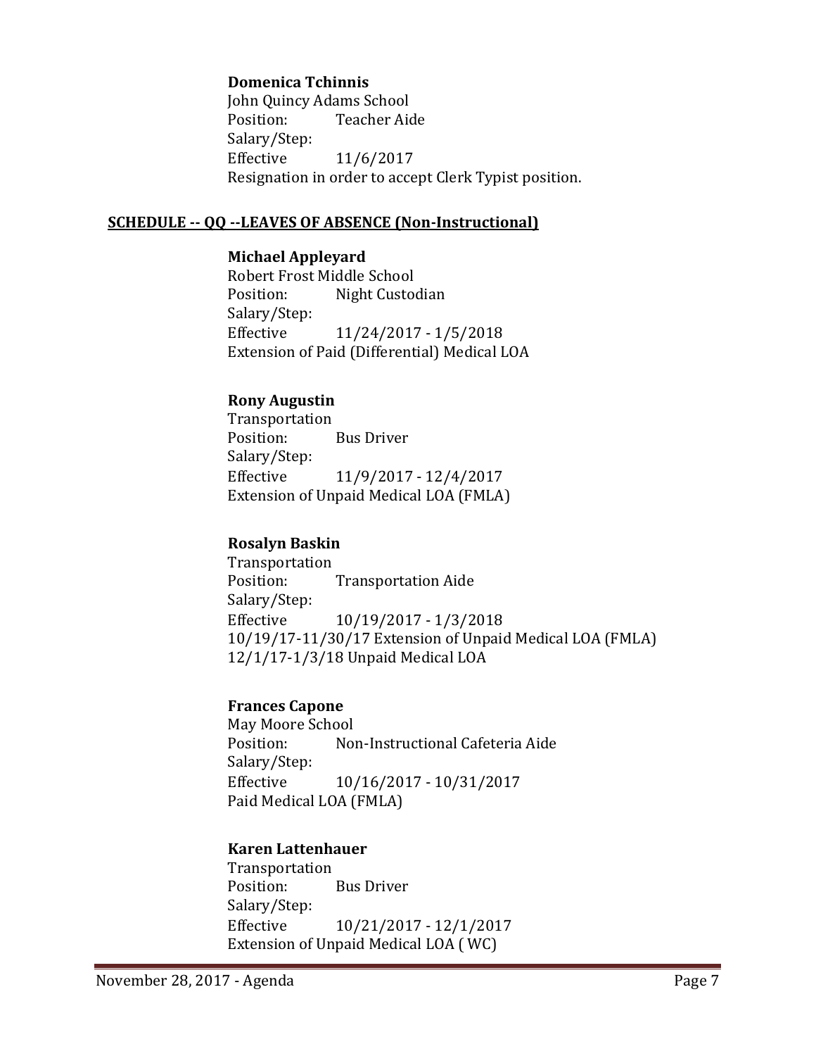**Domenica Tchinnis**
John Quincy Adams School
Position: Teacher Aide
Salary/Step:
Effective 11/6/2017
Resignation in order to accept Clerk Typist position.

## SCHEDULE -- QQ --LEAVES OF ABSENCE (Non-Instructional)

**Michael Appleyard**
Robert Frost Middle School
Position: Night Custodian
Salary/Step:
Effective 11/24/2017 - 1/5/2018
Extension of Paid (Differential) Medical LOA

**Rony Augustin**
Transportation
Position: Bus Driver
Salary/Step:
Effective 11/9/2017 - 12/4/2017
Extension of Unpaid Medical LOA (FMLA)

**Rosalyn Baskin**
Transportation
Position: Transportation Aide
Salary/Step:
Effective 10/19/2017 - 1/3/2018
10/19/17-11/30/17 Extension of Unpaid Medical LOA (FMLA)
12/1/17-1/3/18 Unpaid Medical LOA

**Frances Capone**
May Moore School
Position: Non-Instructional Cafeteria Aide
Salary/Step:
Effective 10/16/2017 - 10/31/2017
Paid Medical LOA (FMLA)

**Karen Lattenhauer**
Transportation
Position: Bus Driver
Salary/Step:
Effective 10/21/2017 - 12/1/2017
Extension of Unpaid Medical LOA ( WC)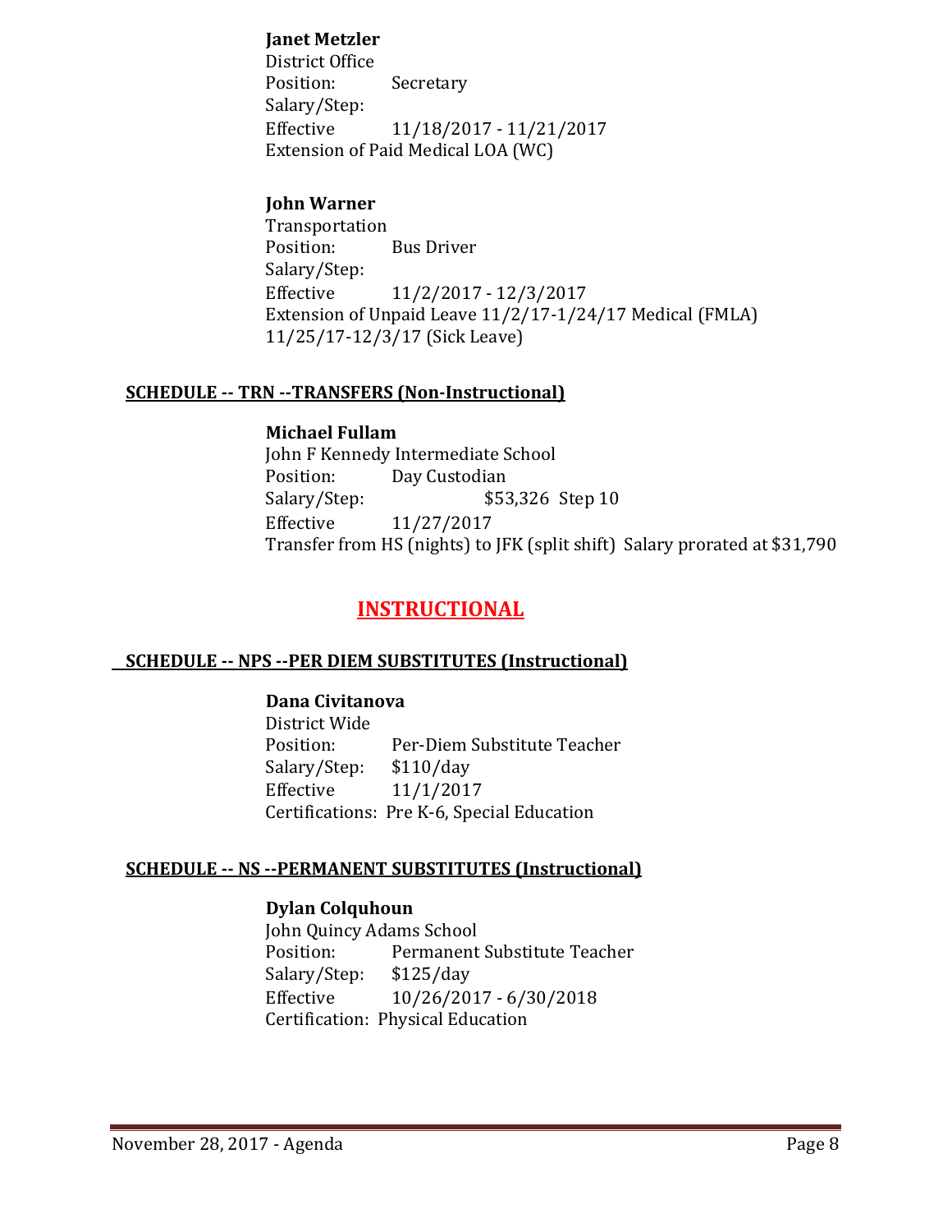**Janet Metzler**
District Office
Position: Secretary
Salary/Step:
Effective 11/18/2017 - 11/21/2017
Extension of Paid Medical LOA (WC)

**John Warner**
Transportation
Position: Bus Driver
Salary/Step:
Effective 11/2/2017 - 12/3/2017
Extension of Unpaid Leave 11/2/17-1/24/17 Medical (FMLA)
11/25/17-12/3/17 (Sick Leave)

**SCHEDULE -- TRN --TRANSFERS (Non-Instructional)**

**Michael Fullam**
John F Kennedy Intermediate School
Position: Day Custodian
Salary/Step: $53,326 Step 10
Effective 11/27/2017
Transfer from HS (nights) to JFK (split shift) Salary prorated at $31,790

## INSTRUCTIONAL

**SCHEDULE -- NPS --PER DIEM SUBSTITUTES (Instructional)**

**Dana Civitanova**
District Wide
Position: Per-Diem Substitute Teacher
Salary/Step: $110/day
Effective 11/1/2017
Certifications: Pre K-6, Special Education

**SCHEDULE -- NS --PERMANENT SUBSTITUTES (Instructional)**

**Dylan Colquhoun**
John Quincy Adams School
Position: Permanent Substitute Teacher
Salary/Step: $125/day
Effective 10/26/2017 - 6/30/2018
Certification: Physical Education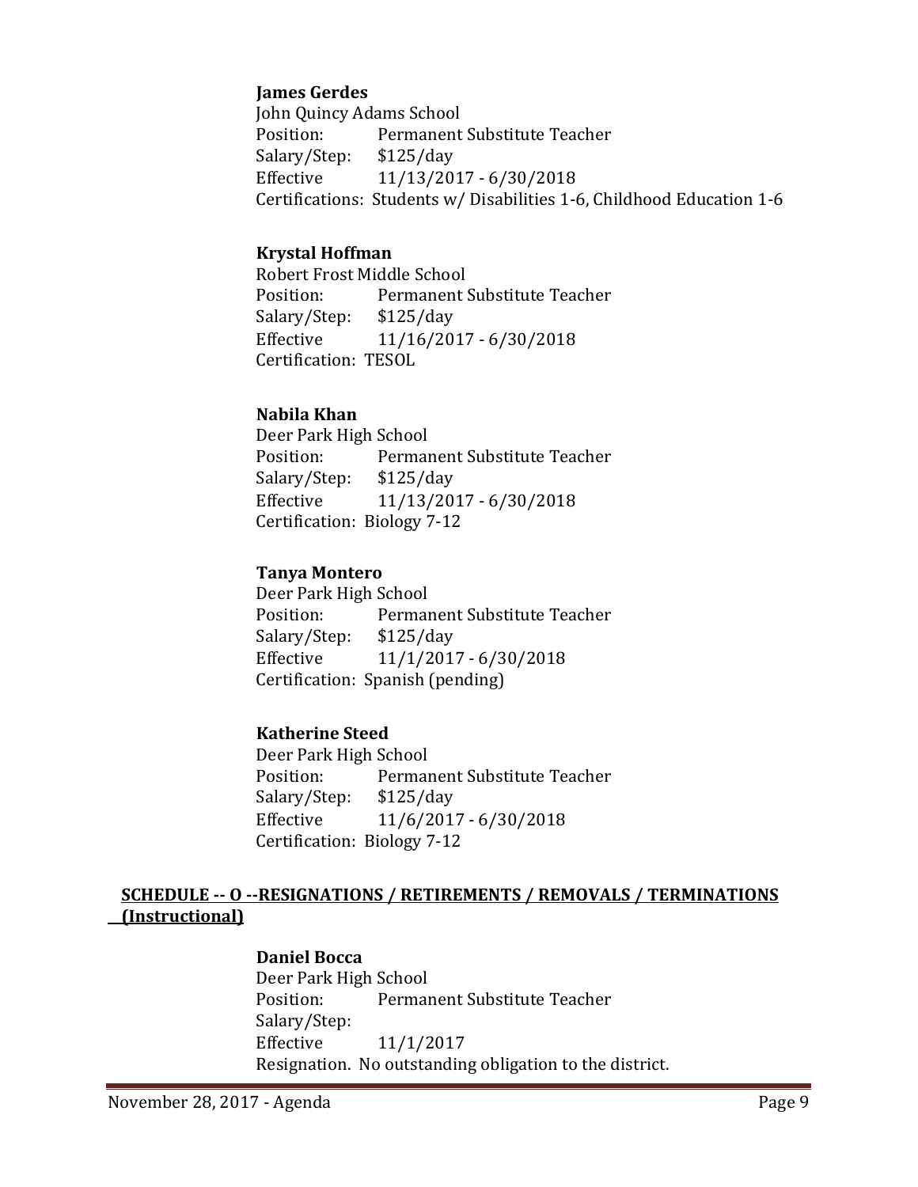**James Gerdes**
John Quincy Adams School
Position: Permanent Substitute Teacher
Salary/Step: $125/day
Effective 11/13/2017 - 6/30/2018
Certifications: Students w/ Disabilities 1-6, Childhood Education 1-6

**Krystal Hoffman**
Robert Frost Middle School
Position: Permanent Substitute Teacher
Salary/Step: $125/day
Effective 11/16/2017 - 6/30/2018
Certification: TESOL

**Nabila Khan**
Deer Park High School
Position: Permanent Substitute Teacher
Salary/Step: $125/day
Effective 11/13/2017 - 6/30/2018
Certification: Biology 7-12

**Tanya Montero**
Deer Park High School
Position: Permanent Substitute Teacher
Salary/Step: $125/day
Effective 11/1/2017 - 6/30/2018
Certification: Spanish (pending)

**Katherine Steed**
Deer Park High School
Position: Permanent Substitute Teacher
Salary/Step: $125/day
Effective 11/6/2017 - 6/30/2018
Certification: Biology 7-12

**SCHEDULE -- O --RESIGNATIONS / RETIREMENTS / REMOVALS / TERMINATIONS (Instructional)**

**Daniel Bocca**
Deer Park High School
Position: Permanent Substitute Teacher
Salary/Step:
Effective 11/1/2017
Resignation. No outstanding obligation to the district.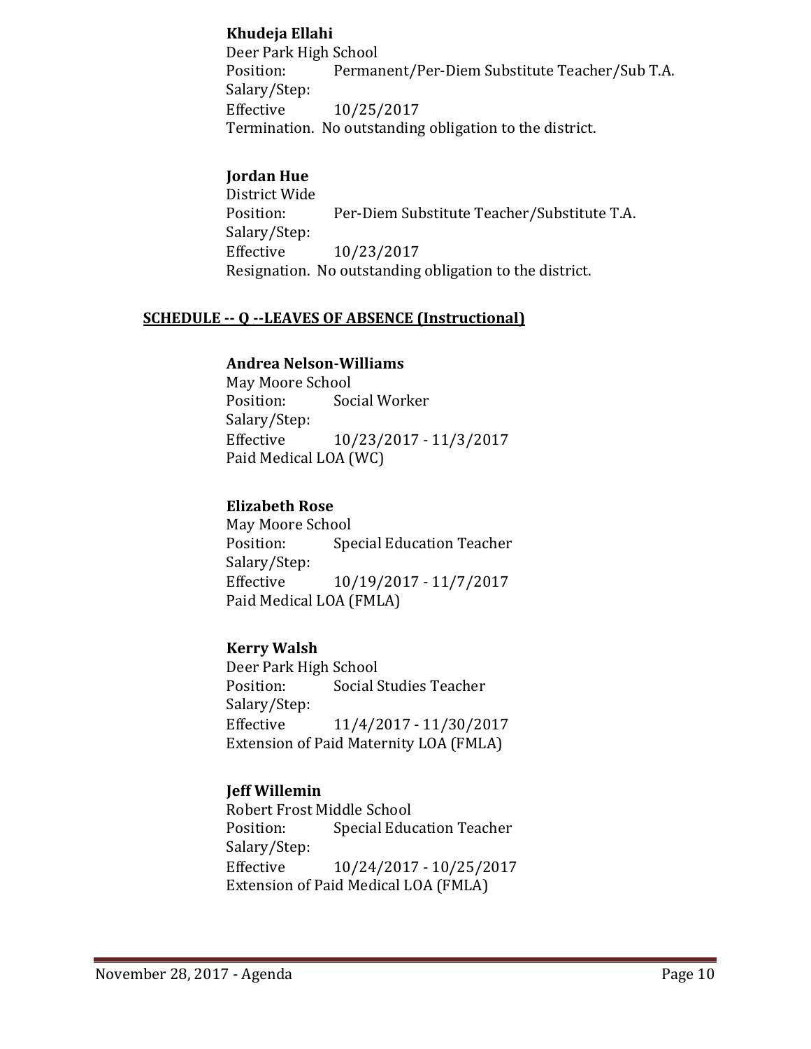**Khudeja Ellahi**
Deer Park High School
Position: Permanent/Per-Diem Substitute Teacher/Sub T.A.
Salary/Step:
Effective 10/25/2017
Termination. No outstanding obligation to the district.

**Jordan Hue**
District Wide
Position: Per-Diem Substitute Teacher/Substitute T.A.
Salary/Step:
Effective 10/23/2017
Resignation. No outstanding obligation to the district.

## SCHEDULE -- Q --LEAVES OF ABSENCE (Instructional)

**Andrea Nelson-Williams**
May Moore School
Position: Social Worker
Salary/Step:
Effective 10/23/2017 - 11/3/2017
Paid Medical LOA (WC)

**Elizabeth Rose**
May Moore School
Position: Special Education Teacher
Salary/Step:
Effective 10/19/2017 - 11/7/2017
Paid Medical LOA (FMLA)

**Kerry Walsh**
Deer Park High School
Position: Social Studies Teacher
Salary/Step:
Effective 11/4/2017 - 11/30/2017
Extension of Paid Maternity LOA (FMLA)

**Jeff Willemin**
Robert Frost Middle School
Position: Special Education Teacher
Salary/Step:
Effective 10/24/2017 - 10/25/2017
Extension of Paid Medical LOA (FMLA)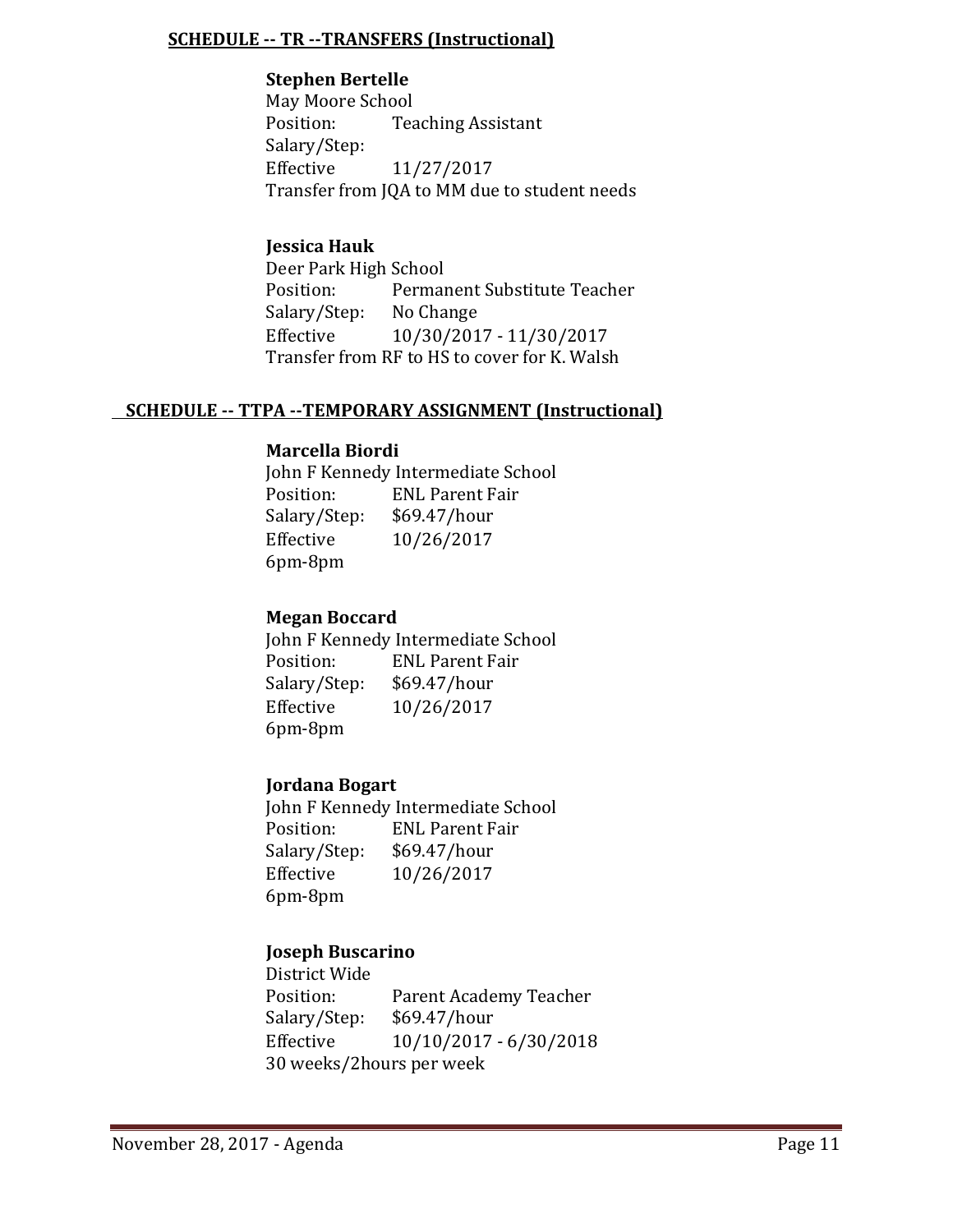**SCHEDULE -- TR --TRANSFERS (Instructional)**

**Stephen Bertelle**
May Moore School
Position: Teaching Assistant
Salary/Step:
Effective 11/27/2017
Transfer from JQA to MM due to student needs

**Jessica Hauk**
Deer Park High School
Position: Permanent Substitute Teacher
Salary/Step: No Change
Effective 10/30/2017 - 11/30/2017
Transfer from RF to HS to cover for K. Walsh

**SCHEDULE -- TTPA --TEMPORARY ASSIGNMENT (Instructional)**

**Marcella Biordi**
John F Kennedy Intermediate School
Position: ENL Parent Fair
Salary/Step: $69.47/hour
Effective 10/26/2017
6pm-8pm

**Megan Boccard**
John F Kennedy Intermediate School
Position: ENL Parent Fair
Salary/Step: $69.47/hour
Effective 10/26/2017
6pm-8pm

**Jordana Bogart**
John F Kennedy Intermediate School
Position: ENL Parent Fair
Salary/Step: $69.47/hour
Effective 10/26/2017
6pm-8pm

**Joseph Buscarino**
District Wide
Position: Parent Academy Teacher
Salary/Step: $69.47/hour
Effective 10/10/2017 - 6/30/2018
30 weeks/2hours per week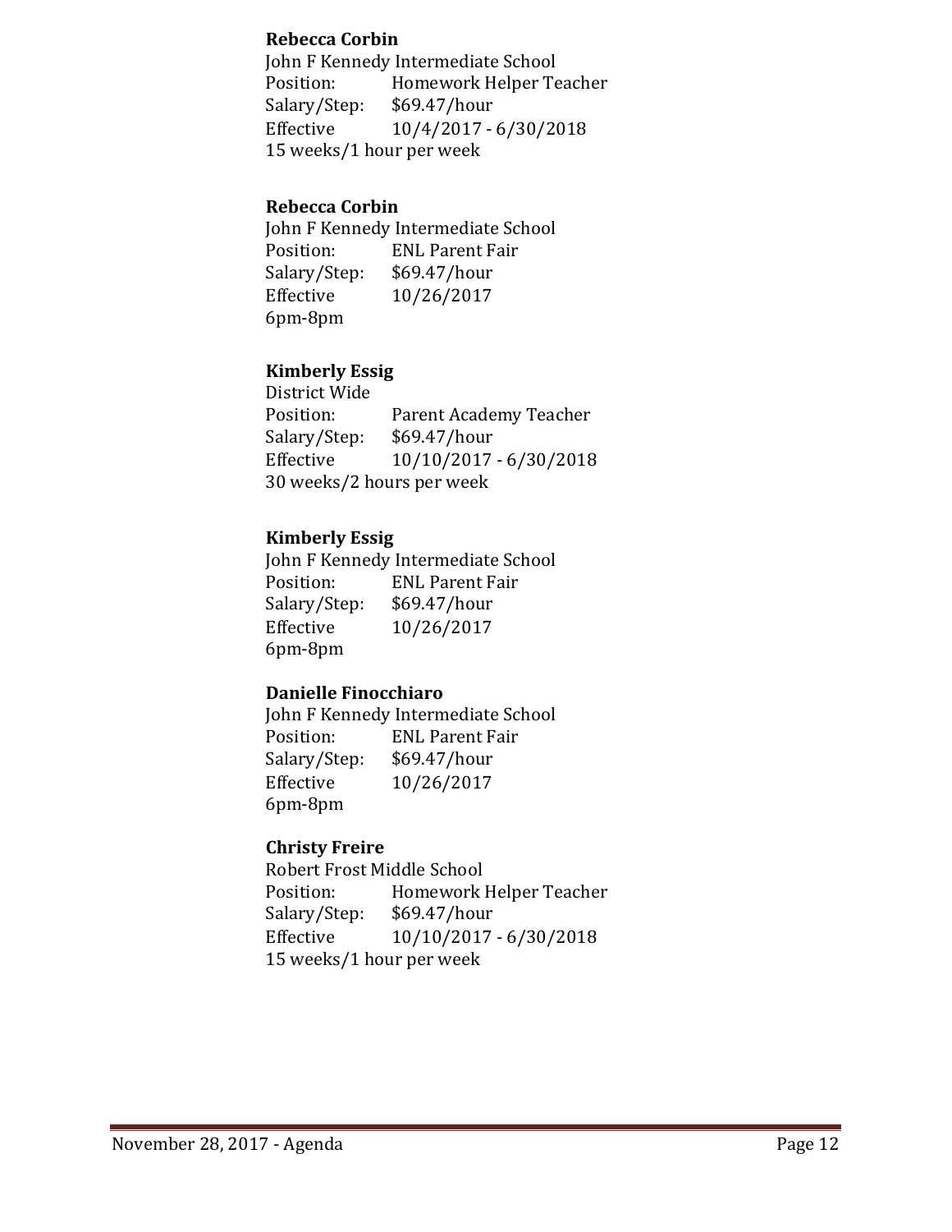**Rebecca Corbin**
John F Kennedy Intermediate School
Position: Homework Helper Teacher
Salary/Step: $69.47/hour
Effective 10/4/2017 - 6/30/2018
15 weeks/1 hour per week

**Rebecca Corbin**
John F Kennedy Intermediate School
Position: ENL Parent Fair
Salary/Step: $69.47/hour
Effective 10/26/2017
6pm-8pm

**Kimberly Essig**
District Wide
Position: Parent Academy Teacher
Salary/Step: $69.47/hour
Effective 10/10/2017 - 6/30/2018
30 weeks/2 hours per week

**Kimberly Essig**
John F Kennedy Intermediate School
Position: ENL Parent Fair
Salary/Step: $69.47/hour
Effective 10/26/2017
6pm-8pm

**Danielle Finocchiaro**
John F Kennedy Intermediate School
Position: ENL Parent Fair
Salary/Step: $69.47/hour
Effective 10/26/2017
6pm-8pm

**Christy Freire**
Robert Frost Middle School
Position: Homework Helper Teacher
Salary/Step: $69.47/hour
Effective 10/10/2017 - 6/30/2018
15 weeks/1 hour per week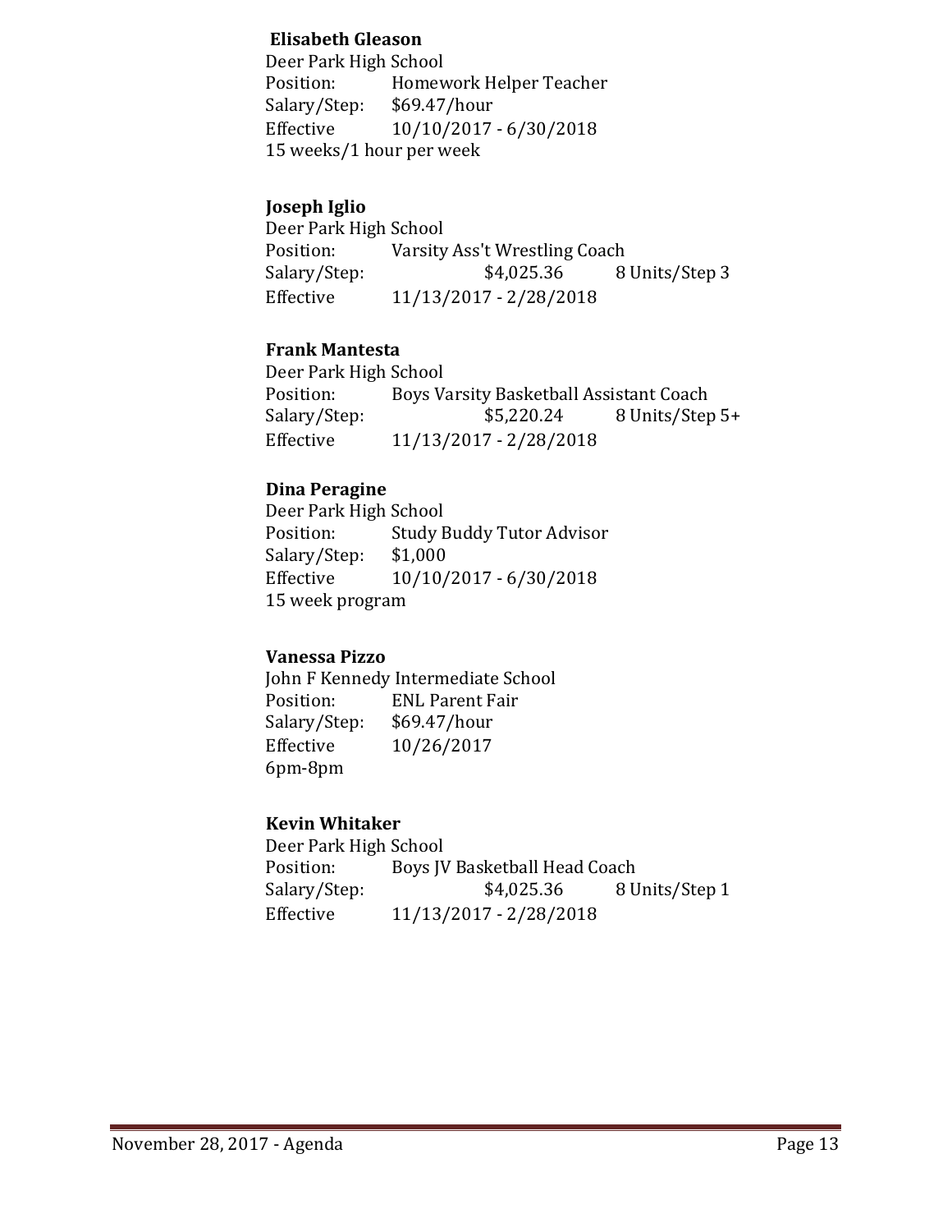**Elisabeth Gleason**
Deer Park High School
Position: Homework Helper Teacher
Salary/Step: $69.47/hour
Effective 10/10/2017 - 6/30/2018
15 weeks/1 hour per week

**Joseph Iglio**
Deer Park High School
Position: Varsity Ass't Wrestling Coach
Salary/Step: $4,025.36 8 Units/Step 3
Effective 11/13/2017 - 2/28/2018

**Frank Mantesta**
Deer Park High School
Position: Boys Varsity Basketball Assistant Coach
Salary/Step: $5,220.24 8 Units/Step 5+
Effective 11/13/2017 - 2/28/2018

**Dina Peragine**
Deer Park High School
Position: Study Buddy Tutor Advisor
Salary/Step: $1,000
Effective 10/10/2017 - 6/30/2018
15 week program

**Vanessa Pizzo**
John F Kennedy Intermediate School
Position: ENL Parent Fair
Salary/Step: $69.47/hour
Effective 10/26/2017
6pm-8pm

**Kevin Whitaker**
Deer Park High School
Position: Boys JV Basketball Head Coach
Salary/Step: $4,025.36 8 Units/Step 1
Effective 11/13/2017 - 2/28/2018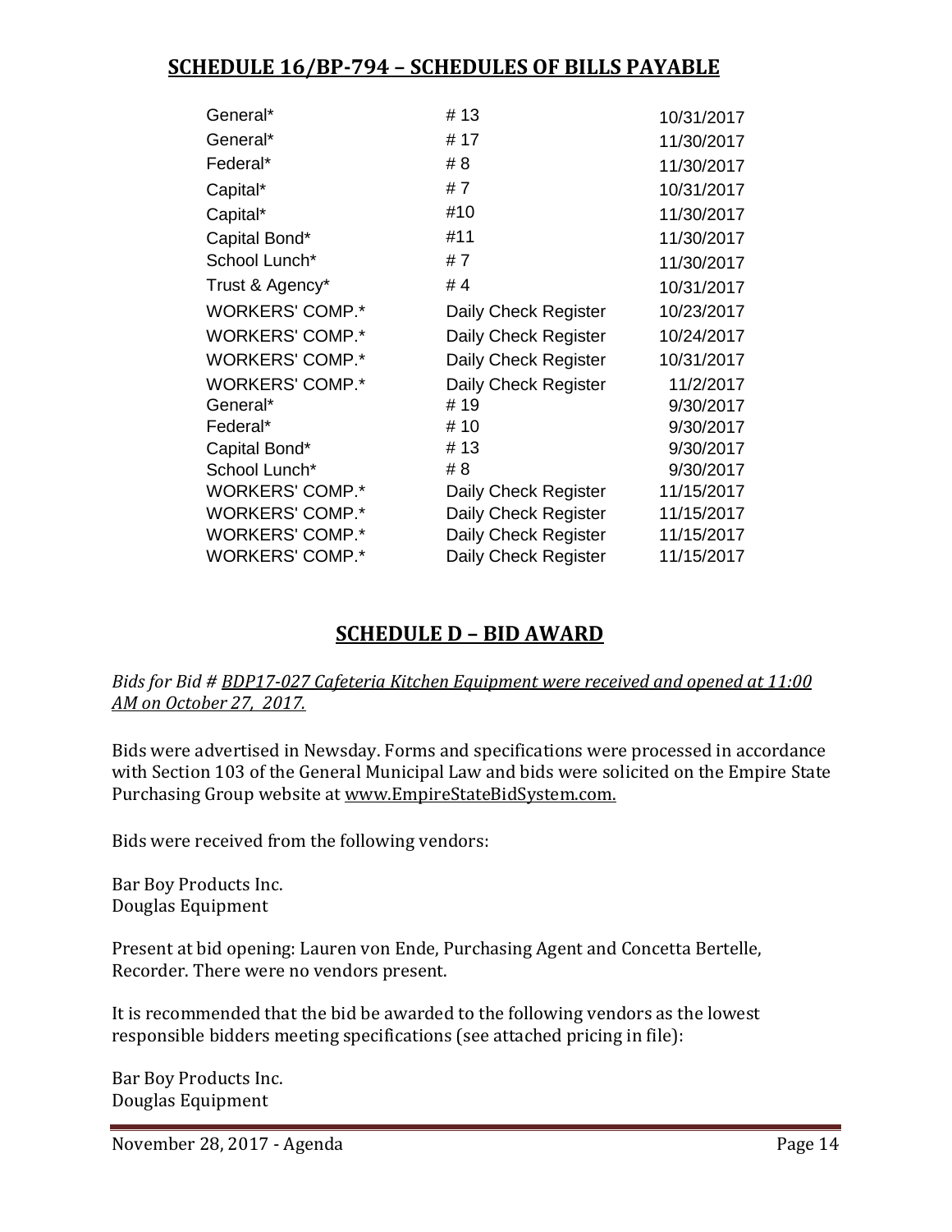## SCHEDULE 16/BP-794 – SCHEDULES OF BILLS PAYABLE

| | | |
|---|---|---|
| General* | # 13 | 10/31/2017 |
| General* | # 17 | 11/30/2017 |
| Federal* | # 8 | 11/30/2017 |
| Capital* | # 7 | 10/31/2017 |
| Capital* | #10 | 11/30/2017 |
| Capital Bond* | #11 | 11/30/2017 |
| School Lunch* | # 7 | 11/30/2017 |
| Trust & Agency* | # 4 | 10/31/2017 |
| WORKERS' COMP.* | Daily Check Register | 10/23/2017 |
| WORKERS' COMP.* | Daily Check Register | 10/24/2017 |
| WORKERS' COMP.* | Daily Check Register | 10/31/2017 |
| WORKERS' COMP.* | Daily Check Register | 11/2/2017 |
| General* | # 19 | 9/30/2017 |
| Federal* | # 10 | 9/30/2017 |
| Capital Bond* | # 13 | 9/30/2017 |
| School Lunch* | # 8 | 9/30/2017 |
| WORKERS' COMP.* | Daily Check Register | 11/15/2017 |
| WORKERS' COMP.* | Daily Check Register | 11/15/2017 |
| WORKERS' COMP.* | Daily Check Register | 11/15/2017 |
| WORKERS' COMP.* | Daily Check Register | 11/15/2017 |

## SCHEDULE D – BID AWARD

*Bids for Bid # BDP17-027 Cafeteria Kitchen Equipment were received and opened at 11:00 AM on October 27, 2017.*

Bids were advertised in Newsday. Forms and specifications were processed in accordance with Section 103 of the General Municipal Law and bids were solicited on the Empire State Purchasing Group website at www.EmpireStateBidSystem.com.

Bids were received from the following vendors:

Bar Boy Products Inc.
Douglas Equipment

Present at bid opening: Lauren von Ende, Purchasing Agent and Concetta Bertelle, Recorder. There were no vendors present.

It is recommended that the bid be awarded to the following vendors as the lowest responsible bidders meeting specifications (see attached pricing in file):

Bar Boy Products Inc.
Douglas Equipment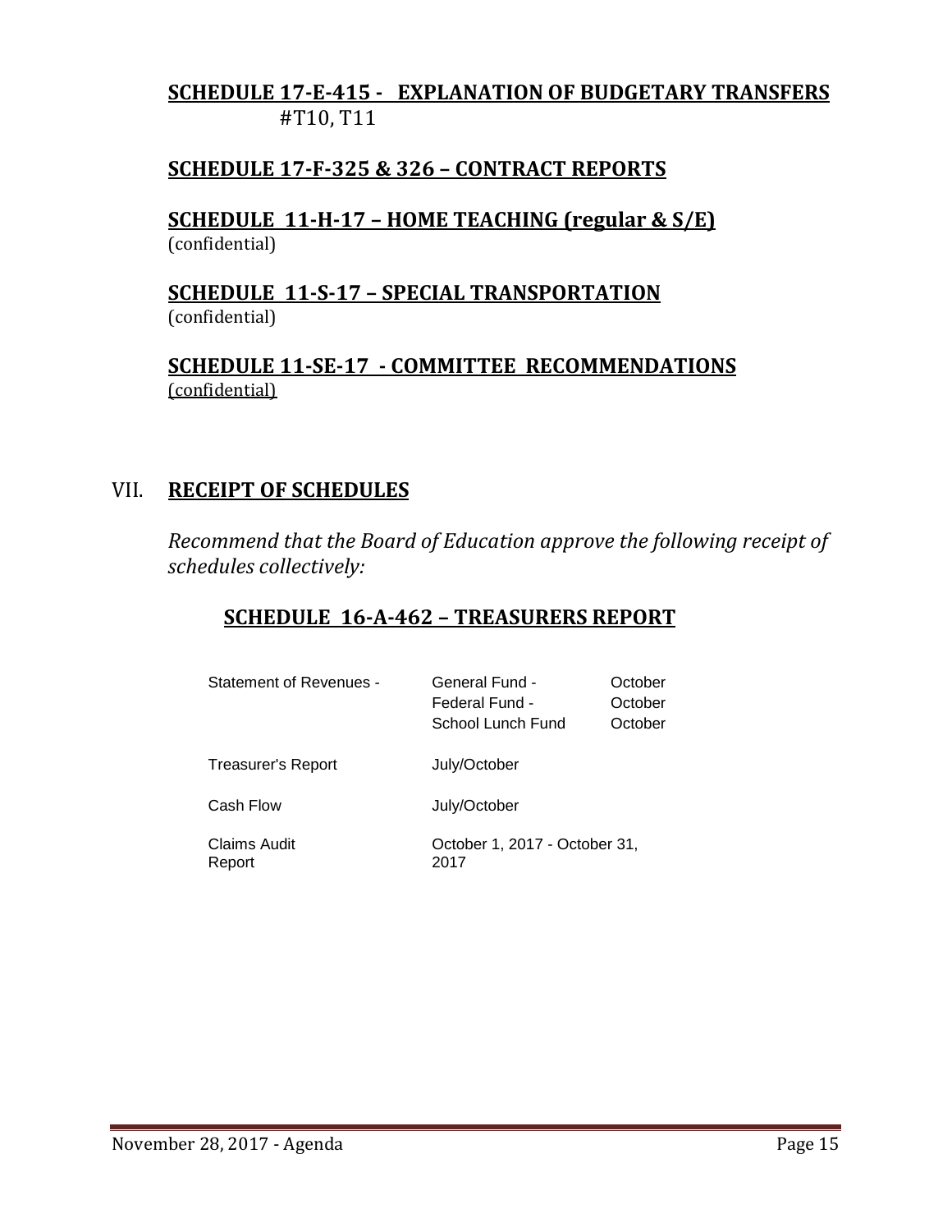**SCHEDULE 17-E-415 - EXPLANATION OF BUDGETARY TRANSFERS**
#T10, T11

**SCHEDULE 17-F-325 & 326 – CONTRACT REPORTS**

**SCHEDULE 11-H-17 – HOME TEACHING (regular & S/E)**
(confidential)

**SCHEDULE 11-S-17 – SPECIAL TRANSPORTATION**
(confidential)

**SCHEDULE 11-SE-17 - COMMITTEE RECOMMENDATIONS**
(confidential)

## VII. RECEIPT OF SCHEDULES

*Recommend that the Board of Education approve the following receipt of schedules collectively:*

### SCHEDULE 16-A-462 – TREASURERS REPORT

| | | |
|---|---|---|
| Statement of Revenues - | General Fund - | October |
| | Federal Fund - | October |
| | School Lunch Fund | October |
| Treasurer's Report | July/October | |
| Cash Flow | July/October | |
| Claims Audit Report | October 1, 2017 - October 31, 2017 | |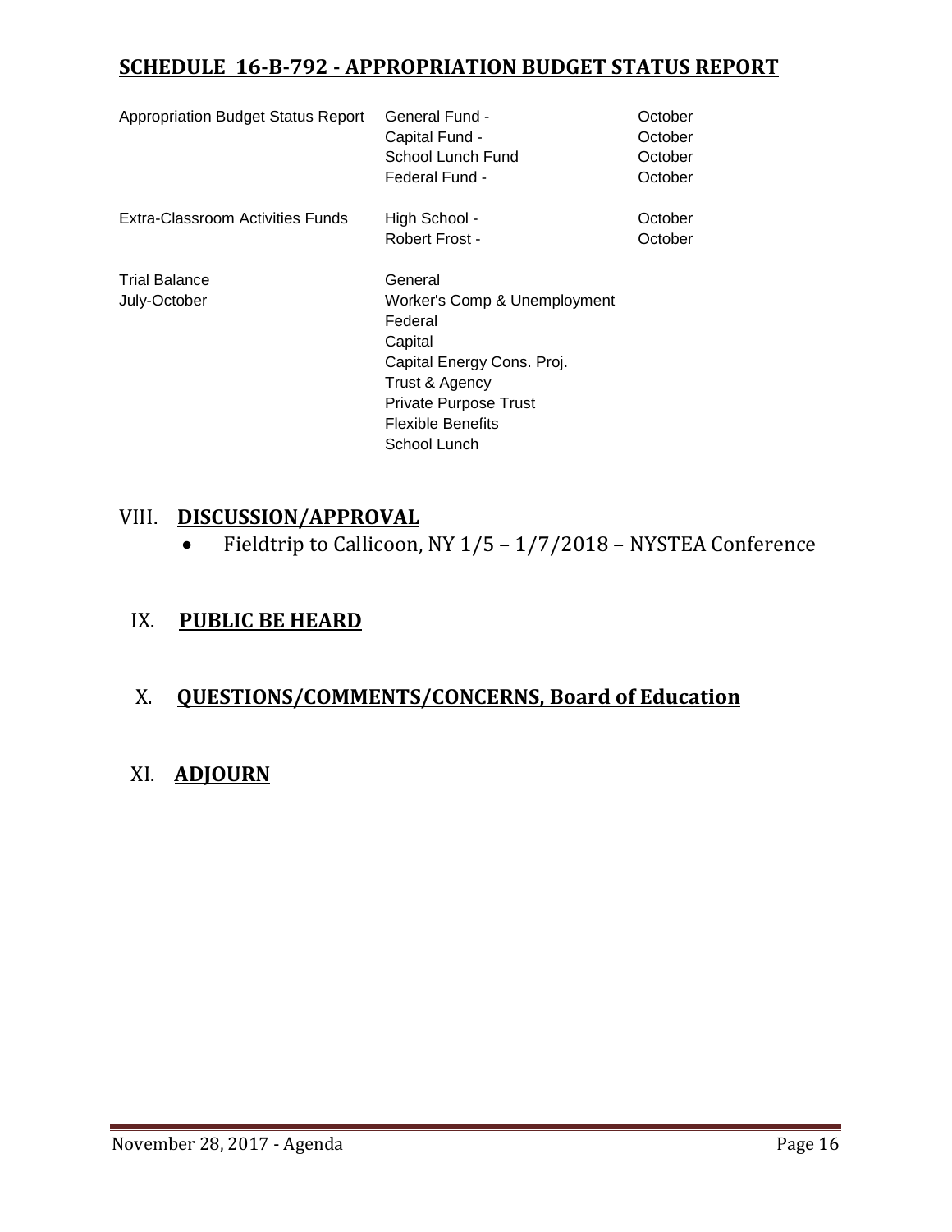## SCHEDULE 16-B-792 - APPROPRIATION BUDGET STATUS REPORT

| | | |
|---|---|---|
| Appropriation Budget Status Report | General Fund - | October |
| | Capital Fund - | October |
| | School Lunch Fund | October |
| | Federal Fund - | October |
| Extra-Classroom Activities Funds | High School - | October |
| | Robert Frost - | October |
| Trial Balance | General | |
| July-October | Worker's Comp & Unemployment | |
| | Federal | |
| | Capital | |
| | Capital Energy Cons. Proj. | |
| | Trust & Agency | |
| | Private Purpose Trust | |
| | Flexible Benefits | |
| | School Lunch | |

## VIII. DISCUSSION/APPROVAL

- Fieldtrip to Callicoon, NY 1/5 – 1/7/2018 – NYSTEA Conference

## IX. PUBLIC BE HEARD

## X. QUESTIONS/COMMENTS/CONCERNS, Board of Education

## XI. ADJOURN